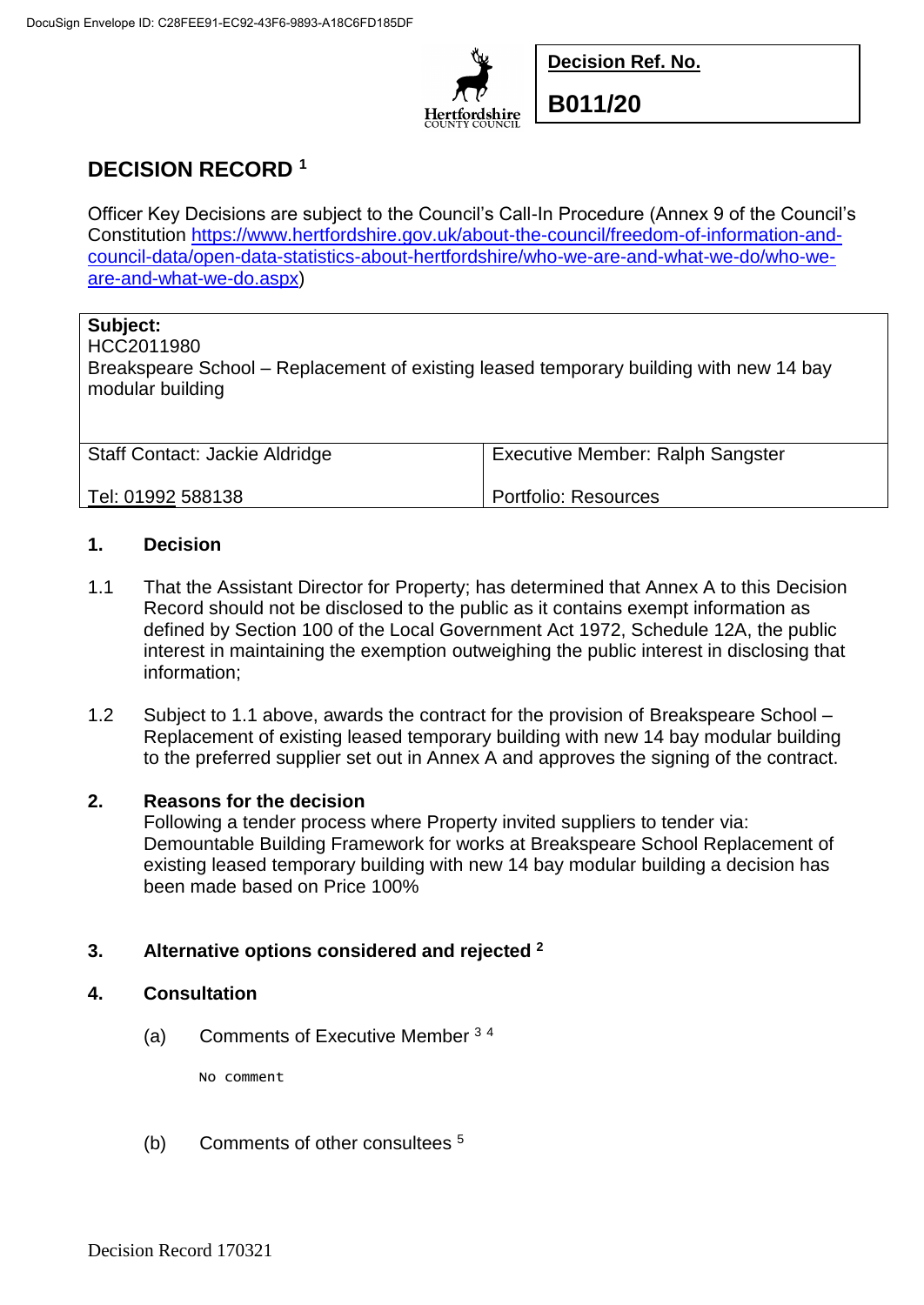DocuSign Envelope ID: C28FEE91-EC92-43F6-9893-A18C6FD185DF

Hertfordshire COUNTY COUNCIL

| **Decision Ref. No.** |
|---|
| **B011/20** |

# DECISION RECORD [1]

Officer Key Decisions are subject to the Council's Call-In Procedure (Annex 9 of the Council's Constitution https://www.hertfordshire.gov.uk/about-the-council/freedom-of-information-and-council-data/open-data-statistics-about-hertfordshire/who-we-are-and-what-we-do/who-we-are-and-what-we-do.aspx)

| **Subject:** HCC2011980 Breakspeare School – Replacement of existing leased temporary building with new 14 bay modular building | |
|---|---|
| Staff Contact: Jackie Aldridge | Executive Member: Ralph Sangster |
| Tel: 01992 588138 | Portfolio: Resources |

## 1. Decision

1.1 That the Assistant Director for Property; has determined that Annex A to this Decision Record should not be disclosed to the public as it contains exempt information as defined by Section 100 of the Local Government Act 1972, Schedule 12A, the public interest in maintaining the exemption outweighing the public interest in disclosing that information;

1.2 Subject to 1.1 above, awards the contract for the provision of Breakspeare School – Replacement of existing leased temporary building with new 14 bay modular building to the preferred supplier set out in Annex A and approves the signing of the contract.

## 2. Reasons for the decision

Following a tender process where Property invited suppliers to tender via: Demountable Building Framework for works at Breakspeare School Replacement of existing leased temporary building with new 14 bay modular building a decision has been made based on Price 100%

## 3. Alternative options considered and rejected [2]

## 4. Consultation

(a) Comments of Executive Member [3] [4]

No comment

(b) Comments of other consultees [5]

Decision Record 170321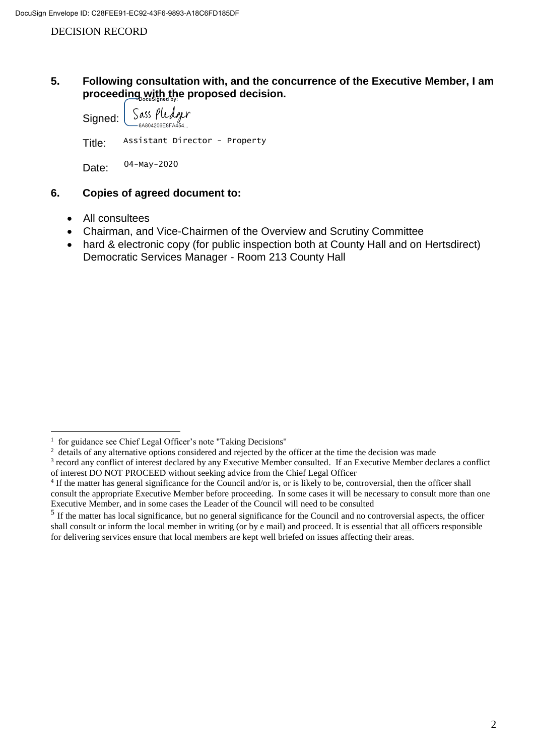DocuSign Envelope ID: C28FEE91-EC92-43F6-9893-A18C6FD185DF

DECISION RECORD

**5. Following consultation with, and the concurrence of the Executive Member, I am proceeding with the proposed decision.**

Signed: Sass Pledger

Title: Assistant Director - Property

Date: 04-May-2020

**6. Copies of agreed document to:**

- All consultees
- Chairman, and Vice-Chairmen of the Overview and Scrutiny Committee
- hard & electronic copy (for public inspection both at County Hall and on Hertsdirect) Democratic Services Manager - Room 213 County Hall

---

[1] for guidance see Chief Legal Officer's note "Taking Decisions"

[2] details of any alternative options considered and rejected by the officer at the time the decision was made

[3] record any conflict of interest declared by any Executive Member consulted. If an Executive Member declares a conflict of interest DO NOT PROCEED without seeking advice from the Chief Legal Officer

[4] If the matter has general significance for the Council and/or is, or is likely to be, controversial, then the officer shall consult the appropriate Executive Member before proceeding. In some cases it will be necessary to consult more than one Executive Member, and in some cases the Leader of the Council will need to be consulted

[5] If the matter has local significance, but no general significance for the Council and no controversial aspects, the officer shall consult or inform the local member in writing (or by e mail) and proceed. It is essential that all officers responsible for delivering services ensure that local members are kept well briefed on issues affecting their areas.